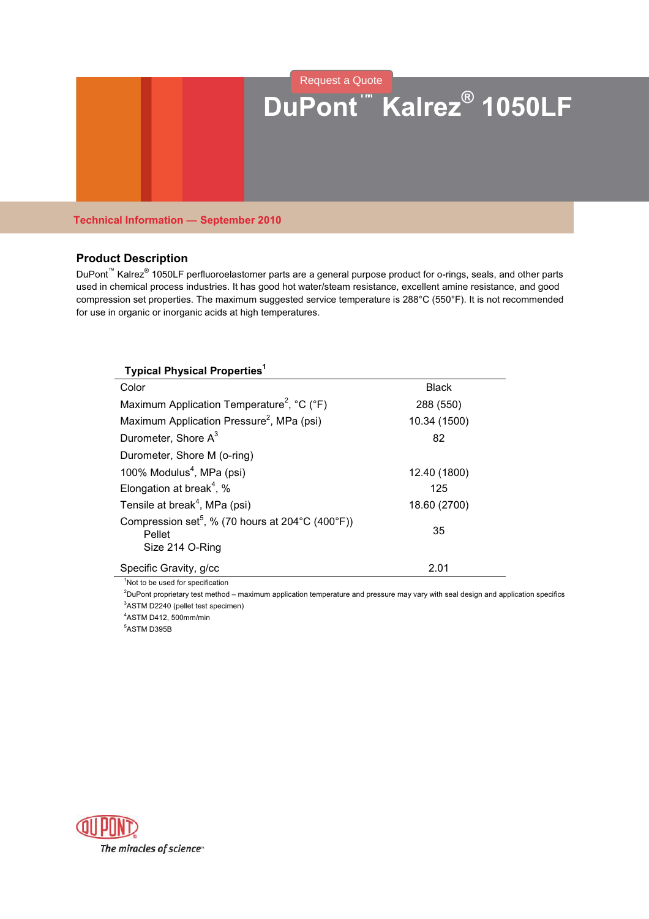# DuPont™ Kalrez® 1050LF

**Technical Information — September 2010**

## Product Description

DuPont™ Kalrez® 1050LF perfluoroelastomer parts are a general purpose product for o-rings, seals, and other parts used in chemical process industries. It has good hot water/steam resistance, excellent amine resistance, and good compression set properties. The maximum suggested service temperature is 288°C (550°F). It is not recommended for use in organic or inorganic acids at high temperatures.

| Typical Physical Properties[1] | |
|---|---|
| Color | Black |
| Maximum Application Temperature[2], °C (°F) | 288 (550) |
| Maximum Application Pressure[2], MPa (psi) | 10.34 (1500) |
| Durometer, Shore A[3] | 82 |
| Durometer, Shore M (o-ring) | |
| 100% Modulus[4], MPa (psi) | 12.40 (1800) |
| Elongation at break[4], % | 125 |
| Tensile at break[4], MPa (psi) | 18.60 (2700) |
| Compression set[5], % (70 hours at 204°C (400°F)) Pellet Size 214 O-Ring | 35 |
| Specific Gravity, g/cc | 2.01 |

[1]Not to be used for specification

[2]DuPont proprietary test method – maximum application temperature and pressure may vary with seal design and application specifics

[3]ASTM D2240 (pellet test specimen)

[4]ASTM D412, 500mm/min

[5]ASTM D395B

The miracles of science™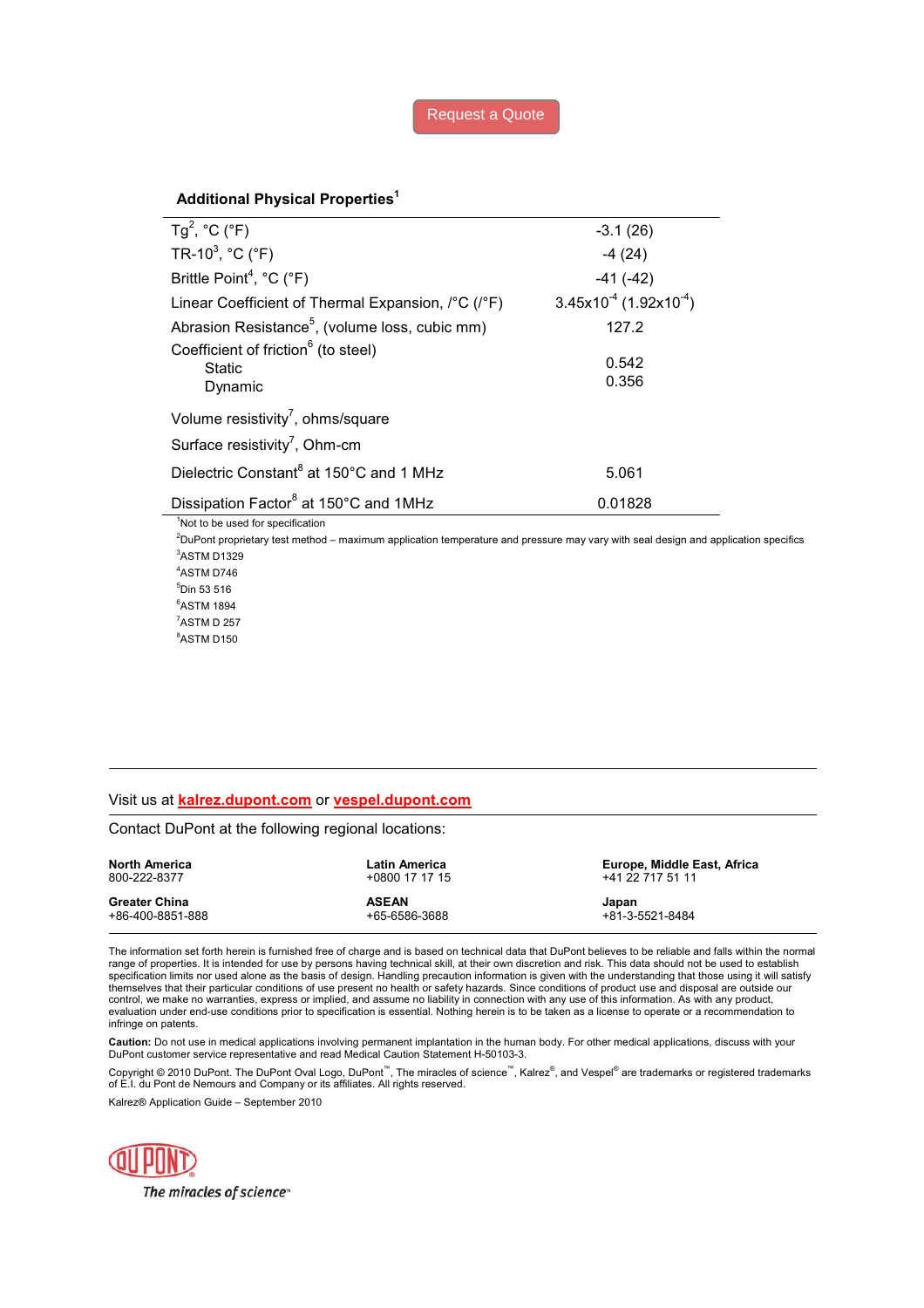Request a Quote

### Additional Physical Properties[1]

| | |
|---|---|
| Tg[2], °C (°F) | -3.1 (26) |
| TR-10[3], °C (°F) | -4 (24) |
| Brittle Point[4], °C (°F) | -41 (-42) |
| Linear Coefficient of Thermal Expansion, /°C (/°F) | $3.45 \times 10^{-4}$ ($1.92 \times 10^{-4}$) |
| Abrasion Resistance[5], (volume loss, cubic mm) | 127.2 |
| Coefficient of friction[6] (to steel) | |
| Static | 0.542 |
| Dynamic | 0.356 |
| Volume resistivity[7], ohms/square | |
| Surface resistivity[7], Ohm-cm | |
| Dielectric Constant[8] at 150°C and 1 MHz | 5.061 |
| Dissipation Factor[8] at 150°C and 1MHz | 0.01828 |

[1]Not to be used for specification
[2]DuPont proprietary test method – maximum application temperature and pressure may vary with seal design and application specifics
[3]ASTM D1329
[4]ASTM D746
[5]Din 53 516
[6]ASTM 1894
[7]ASTM D 257
[8]ASTM D150

Visit us at **kalrez.dupont.com** or **vespel.dupont.com**

Contact DuPont at the following regional locations:

**North America**
800-222-8377

**Latin America**
+0800 17 17 15

**Europe, Middle East, Africa**
+41 22 717 51 11

**Greater China**
+86-400-8851-888

**ASEAN**
+65-6586-3688

**Japan**
+81-3-5521-8484

The information set forth herein is furnished free of charge and is based on technical data that DuPont believes to be reliable and falls within the normal range of properties. It is intended for use by persons having technical skill, at their own discretion and risk. This data should not be used to establish specification limits nor used alone as the basis of design. Handling precaution information is given with the understanding that those using it will satisfy themselves that their particular conditions of use present no health or safety hazards. Since conditions of product use and disposal are outside our control, we make no warranties, express or implied, and assume no liability in connection with any use of this information. As with any product, evaluation under end-use conditions prior to specification is essential. Nothing herein is to be taken as a license to operate or a recommendation to infringe on patents.

**Caution:** Do not use in medical applications involving permanent implantation in the human body. For other medical applications, discuss with your DuPont customer service representative and read Medical Caution Statement H-50103-3.

Copyright © 2010 DuPont. The DuPont Oval Logo, DuPont™, The miracles of science™, Kalrez®, and Vespel® are trademarks or registered trademarks of E.I. du Pont de Nemours and Company or its affiliates. All rights reserved.

Kalrez® Application Guide – September 2010

The miracles of science™